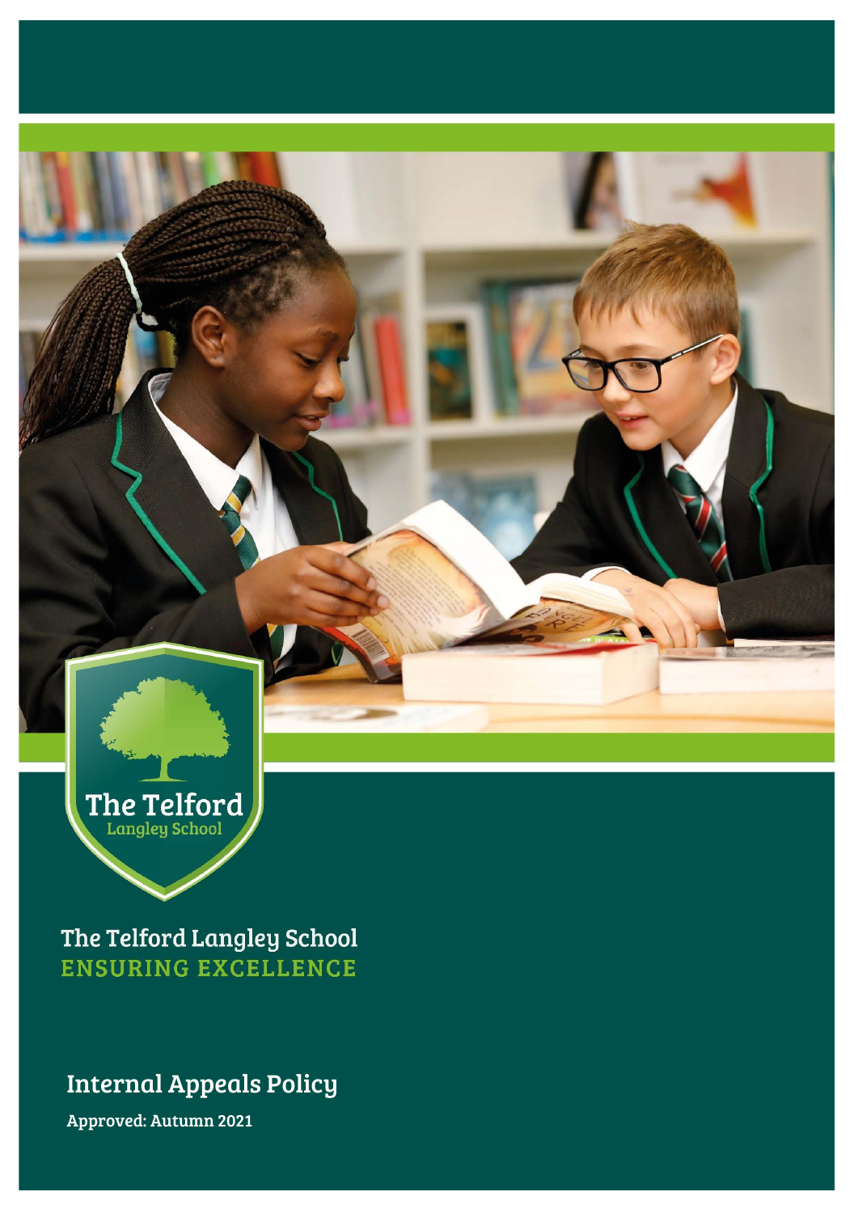The Telford
Langley School

The Telford Langley School
ENSURING EXCELLENCE

# Internal Appeals Policy

**Approved: Autumn 2021**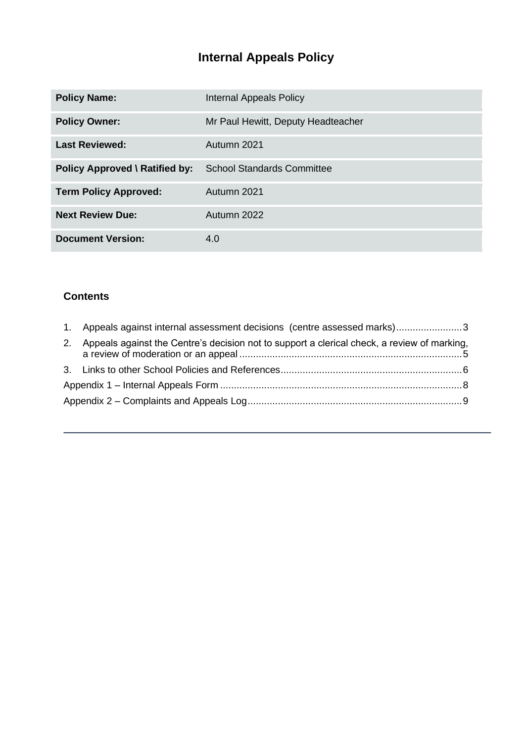# Internal Appeals Policy

| Policy Name: | Internal Appeals Policy |
|---|---|
| Policy Owner: | Mr Paul Hewitt, Deputy Headteacher |
| Last Reviewed: | Autumn 2021 |
| Policy Approved \ Ratified by: | School Standards Committee |
| Term Policy Approved: | Autumn 2021 |
| Next Review Due: | Autumn 2022 |
| Document Version: | 4.0 |

## Contents

1. Appeals against internal assessment decisions (centre assessed marks) ........................ 3
2. Appeals against the Centre's decision not to support a clerical check, a review of marking, a review of moderation or an appeal ................................................................................ 5
3. Links to other School Policies and References .................................................................. 6

Appendix 1 – Internal Appeals Form ........................................................................................ 8

Appendix 2 – Complaints and Appeals Log .............................................................................. 9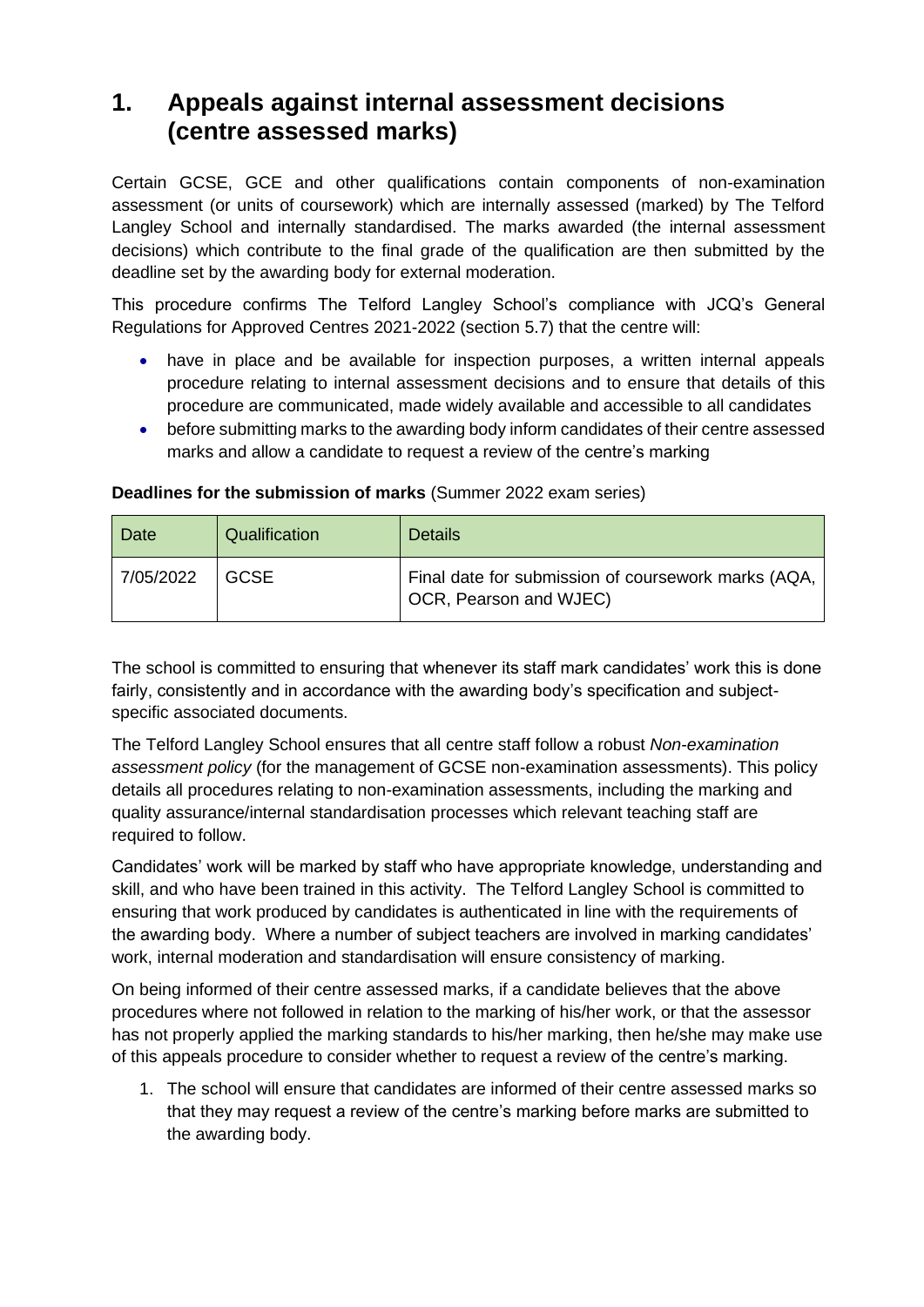# 1. Appeals against internal assessment decisions (centre assessed marks)

Certain GCSE, GCE and other qualifications contain components of non-examination assessment (or units of coursework) which are internally assessed (marked) by The Telford Langley School and internally standardised. The marks awarded (the internal assessment decisions) which contribute to the final grade of the qualification are then submitted by the deadline set by the awarding body for external moderation.

This procedure confirms The Telford Langley School's compliance with JCQ's General Regulations for Approved Centres 2021-2022 (section 5.7) that the centre will:

- have in place and be available for inspection purposes, a written internal appeals procedure relating to internal assessment decisions and to ensure that details of this procedure are communicated, made widely available and accessible to all candidates
- before submitting marks to the awarding body inform candidates of their centre assessed marks and allow a candidate to request a review of the centre's marking

**Deadlines for the submission of marks** (Summer 2022 exam series)

| Date | Qualification | Details |
|---|---|---|
| 7/05/2022 | GCSE | Final date for submission of coursework marks (AQA, OCR, Pearson and WJEC) |

The school is committed to ensuring that whenever its staff mark candidates' work this is done fairly, consistently and in accordance with the awarding body's specification and subject-specific associated documents.

The Telford Langley School ensures that all centre staff follow a robust *Non-examination assessment policy* (for the management of GCSE non-examination assessments). This policy details all procedures relating to non-examination assessments, including the marking and quality assurance/internal standardisation processes which relevant teaching staff are required to follow.

Candidates' work will be marked by staff who have appropriate knowledge, understanding and skill, and who have been trained in this activity. The Telford Langley School is committed to ensuring that work produced by candidates is authenticated in line with the requirements of the awarding body. Where a number of subject teachers are involved in marking candidates' work, internal moderation and standardisation will ensure consistency of marking.

On being informed of their centre assessed marks, if a candidate believes that the above procedures where not followed in relation to the marking of his/her work, or that the assessor has not properly applied the marking standards to his/her marking, then he/she may make use of this appeals procedure to consider whether to request a review of the centre's marking.

1. The school will ensure that candidates are informed of their centre assessed marks so that they may request a review of the centre's marking before marks are submitted to the awarding body.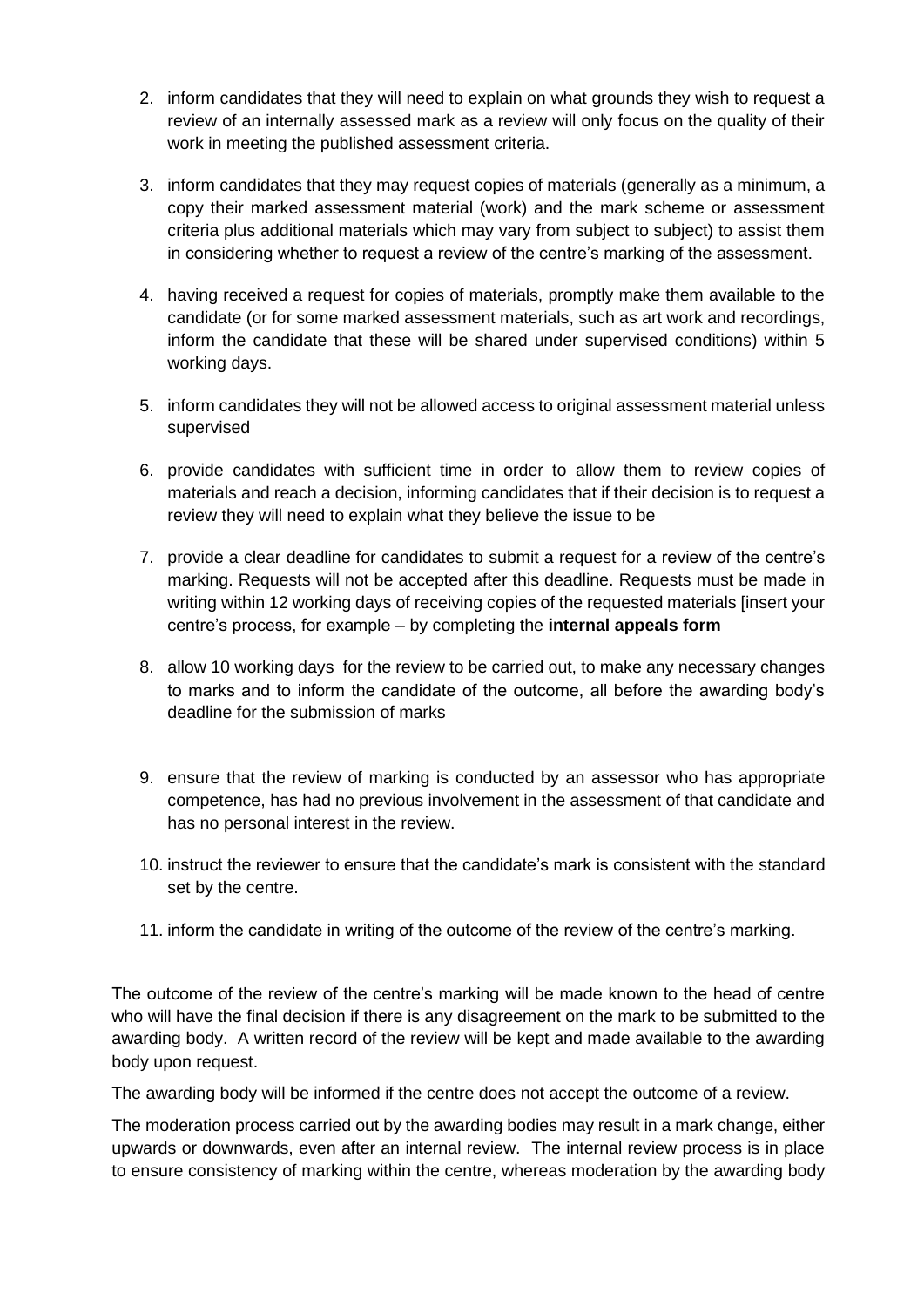2. inform candidates that they will need to explain on what grounds they wish to request a review of an internally assessed mark as a review will only focus on the quality of their work in meeting the published assessment criteria.

3. inform candidates that they may request copies of materials (generally as a minimum, a copy their marked assessment material (work) and the mark scheme or assessment criteria plus additional materials which may vary from subject to subject) to assist them in considering whether to request a review of the centre's marking of the assessment.

4. having received a request for copies of materials, promptly make them available to the candidate (or for some marked assessment materials, such as art work and recordings, inform the candidate that these will be shared under supervised conditions) within 5 working days.

5. inform candidates they will not be allowed access to original assessment material unless supervised

6. provide candidates with sufficient time in order to allow them to review copies of materials and reach a decision, informing candidates that if their decision is to request a review they will need to explain what they believe the issue to be

7. provide a clear deadline for candidates to submit a request for a review of the centre's marking. Requests will not be accepted after this deadline. Requests must be made in writing within 12 working days of receiving copies of the requested materials [insert your centre's process, for example – by completing the **internal appeals form**

8. allow 10 working days for the review to be carried out, to make any necessary changes to marks and to inform the candidate of the outcome, all before the awarding body's deadline for the submission of marks

9. ensure that the review of marking is conducted by an assessor who has appropriate competence, has had no previous involvement in the assessment of that candidate and has no personal interest in the review.

10. instruct the reviewer to ensure that the candidate's mark is consistent with the standard set by the centre.

11. inform the candidate in writing of the outcome of the review of the centre's marking.

The outcome of the review of the centre's marking will be made known to the head of centre who will have the final decision if there is any disagreement on the mark to be submitted to the awarding body. A written record of the review will be kept and made available to the awarding body upon request.

The awarding body will be informed if the centre does not accept the outcome of a review.

The moderation process carried out by the awarding bodies may result in a mark change, either upwards or downwards, even after an internal review. The internal review process is in place to ensure consistency of marking within the centre, whereas moderation by the awarding body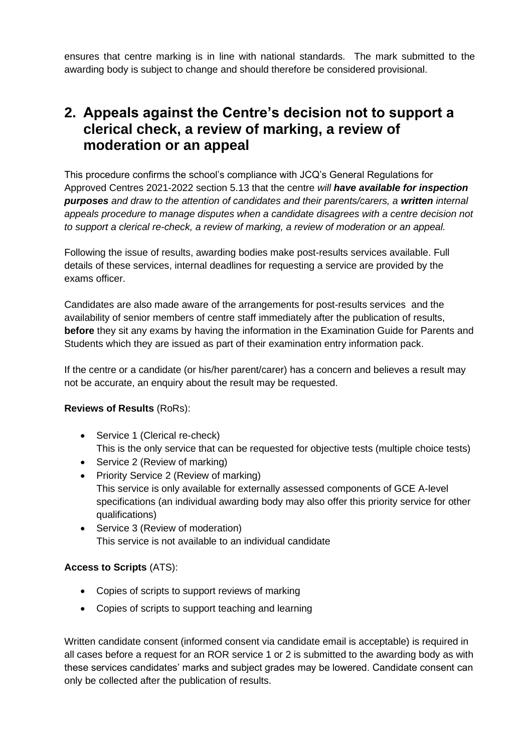ensures that centre marking is in line with national standards. The mark submitted to the awarding body is subject to change and should therefore be considered provisional.

## 2. Appeals against the Centre's decision not to support a clerical check, a review of marking, a review of moderation or an appeal

This procedure confirms the school's compliance with JCQ's General Regulations for Approved Centres 2021-2022 section 5.13 that the centre *will **have available for inspection purposes** and draw to the attention of candidates and their parents/carers, a **written** internal appeals procedure to manage disputes when a candidate disagrees with a centre decision not to support a clerical re-check, a review of marking, a review of moderation or an appeal.*

Following the issue of results, awarding bodies make post-results services available. Full details of these services, internal deadlines for requesting a service are provided by the exams officer.

Candidates are also made aware of the arrangements for post-results services and the availability of senior members of centre staff immediately after the publication of results, **before** they sit any exams by having the information in the Examination Guide for Parents and Students which they are issued as part of their examination entry information pack.

If the centre or a candidate (or his/her parent/carer) has a concern and believes a result may not be accurate, an enquiry about the result may be requested.

**Reviews of Results** (RoRs):

- Service 1 (Clerical re-check)
  This is the only service that can be requested for objective tests (multiple choice tests)
- Service 2 (Review of marking)
- Priority Service 2 (Review of marking)
  This service is only available for externally assessed components of GCE A-level specifications (an individual awarding body may also offer this priority service for other qualifications)
- Service 3 (Review of moderation)
  This service is not available to an individual candidate

**Access to Scripts** (ATS):

- Copies of scripts to support reviews of marking
- Copies of scripts to support teaching and learning

Written candidate consent (informed consent via candidate email is acceptable) is required in all cases before a request for an ROR service 1 or 2 is submitted to the awarding body as with these services candidates' marks and subject grades may be lowered. Candidate consent can only be collected after the publication of results.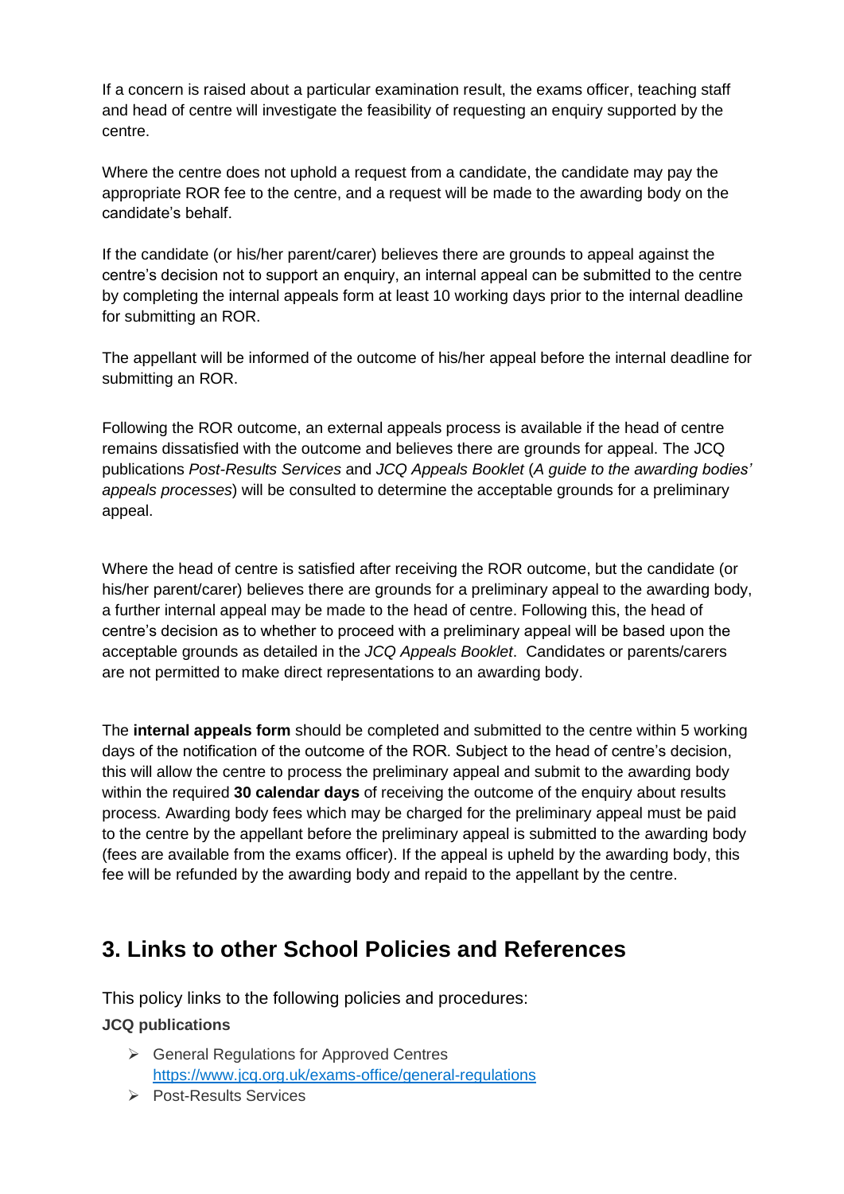If a concern is raised about a particular examination result, the exams officer, teaching staff and head of centre will investigate the feasibility of requesting an enquiry supported by the centre.

Where the centre does not uphold a request from a candidate, the candidate may pay the appropriate ROR fee to the centre, and a request will be made to the awarding body on the candidate's behalf.

If the candidate (or his/her parent/carer) believes there are grounds to appeal against the centre's decision not to support an enquiry, an internal appeal can be submitted to the centre by completing the internal appeals form at least 10 working days prior to the internal deadline for submitting an ROR.

The appellant will be informed of the outcome of his/her appeal before the internal deadline for submitting an ROR.

Following the ROR outcome, an external appeals process is available if the head of centre remains dissatisfied with the outcome and believes there are grounds for appeal. The JCQ publications *Post-Results Services* and *JCQ Appeals Booklet* (*A guide to the awarding bodies' appeals processes*) will be consulted to determine the acceptable grounds for a preliminary appeal.

Where the head of centre is satisfied after receiving the ROR outcome, but the candidate (or his/her parent/carer) believes there are grounds for a preliminary appeal to the awarding body, a further internal appeal may be made to the head of centre. Following this, the head of centre's decision as to whether to proceed with a preliminary appeal will be based upon the acceptable grounds as detailed in the *JCQ Appeals Booklet*. Candidates or parents/carers are not permitted to make direct representations to an awarding body.

The **internal appeals form** should be completed and submitted to the centre within 5 working days of the notification of the outcome of the ROR. Subject to the head of centre's decision, this will allow the centre to process the preliminary appeal and submit to the awarding body within the required **30 calendar days** of receiving the outcome of the enquiry about results process. Awarding body fees which may be charged for the preliminary appeal must be paid to the centre by the appellant before the preliminary appeal is submitted to the awarding body (fees are available from the exams officer). If the appeal is upheld by the awarding body, this fee will be refunded by the awarding body and repaid to the appellant by the centre.

## 3. Links to other School Policies and References

This policy links to the following policies and procedures:

**JCQ publications**

- General Regulations for Approved Centres
  https://www.jcq.org.uk/exams-office/general-regulations
- Post-Results Services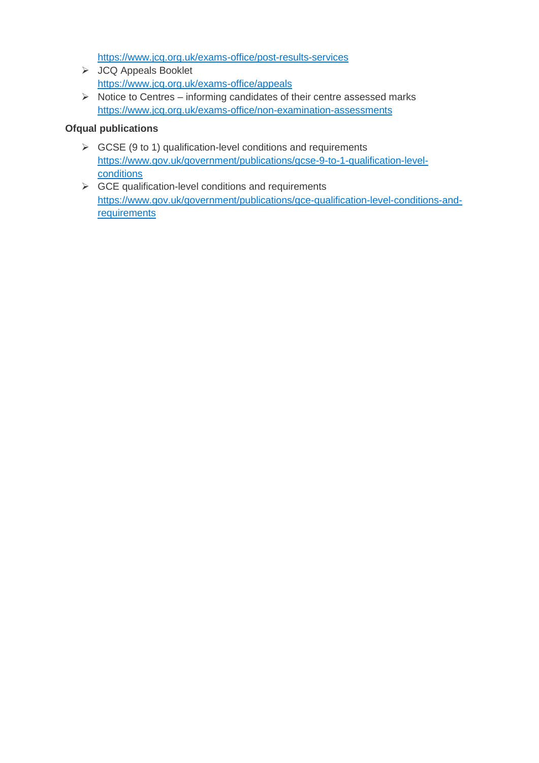https://www.jcq.org.uk/exams-office/post-results-services

- JCQ Appeals Booklet
  https://www.jcq.org.uk/exams-office/appeals
- Notice to Centres – informing candidates of their centre assessed marks
  https://www.jcq.org.uk/exams-office/non-examination-assessments

**Ofqual publications**

- GCSE (9 to 1) qualification-level conditions and requirements
  https://www.gov.uk/government/publications/gcse-9-to-1-qualification-level-conditions
- GCE qualification-level conditions and requirements
  https://www.gov.uk/government/publications/gce-qualification-level-conditions-and-requirements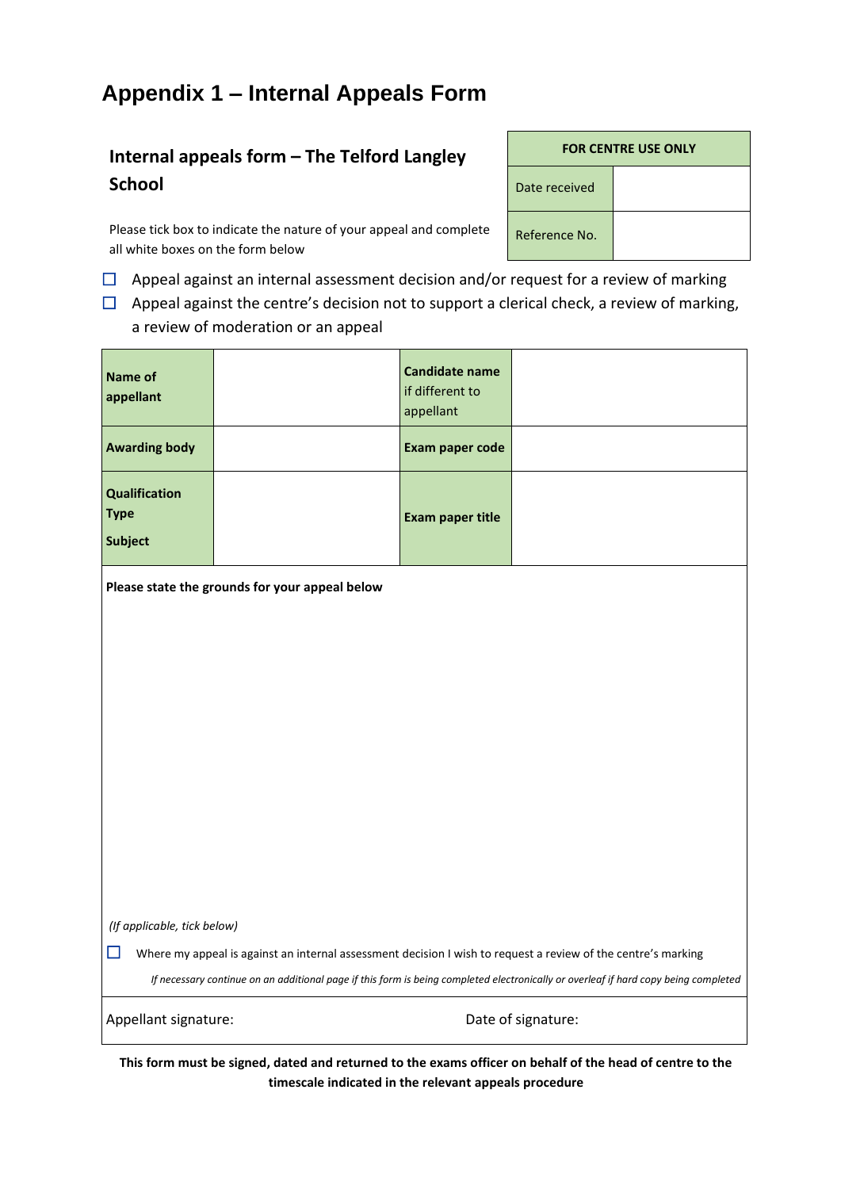# Appendix 1 – Internal Appeals Form

## Internal appeals form – The Telford Langley School

| FOR CENTRE USE ONLY | |
|---|---|
| Date received | |
| Reference No. | |

Please tick box to indicate the nature of your appeal and complete all white boxes on the form below

- ☐ Appeal against an internal assessment decision and/or request for a review of marking
- ☐ Appeal against the centre's decision not to support a clerical check, a review of marking, a review of moderation or an appeal

| **Name of appellant** | | **Candidate name** if different to appellant | |
|---|---|---|---|
| **Awarding body** | | **Exam paper code** | |
| **Qualification Type** **Subject** | | **Exam paper title** | |

**Please state the grounds for your appeal below**

*(If applicable, tick below)*

☐ Where my appeal is against an internal assessment decision I wish to request a review of the centre's marking

*If necessary continue on an additional page if this form is being completed electronically or overleaf if hard copy being completed*

Appellant signature: Date of signature:

**This form must be signed, dated and returned to the exams officer on behalf of the head of centre to the timescale indicated in the relevant appeals procedure**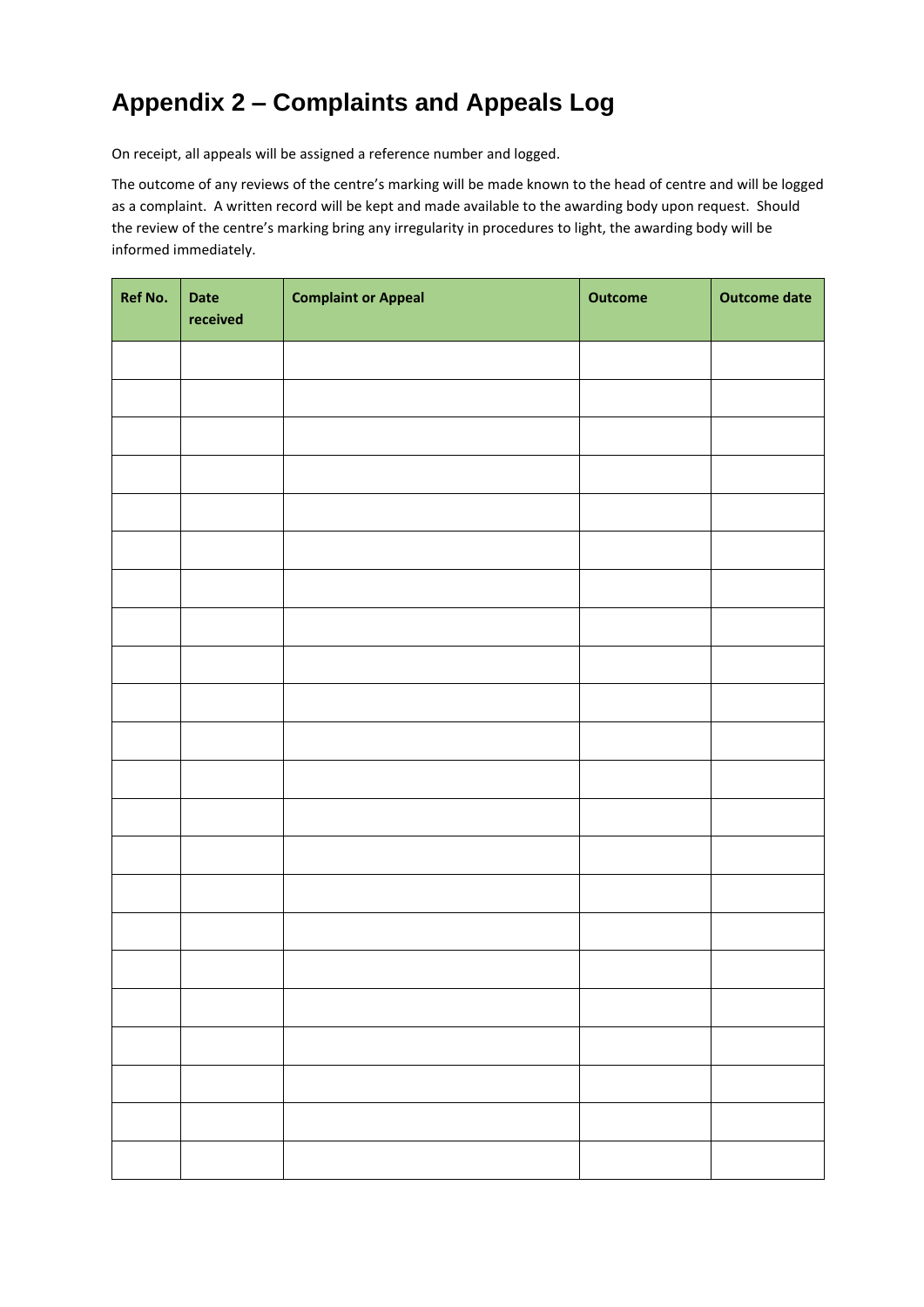# Appendix 2 – Complaints and Appeals Log

On receipt, all appeals will be assigned a reference number and logged.

The outcome of any reviews of the centre's marking will be made known to the head of centre and will be logged as a complaint. A written record will be kept and made available to the awarding body upon request. Should the review of the centre's marking bring any irregularity in procedures to light, the awarding body will be informed immediately.

| Ref No. | Date received | Complaint or Appeal | Outcome | Outcome date |
|---|---|---|---|---|
| | | | | |
| | | | | |
| | | | | |
| | | | | |
| | | | | |
| | | | | |
| | | | | |
| | | | | |
| | | | | |
| | | | | |
| | | | | |
| | | | | |
| | | | | |
| | | | | |
| | | | | |
| | | | | |
| | | | | |
| | | | | |
| | | | | |
| | | | | |
| | | | | |
| | | | | |